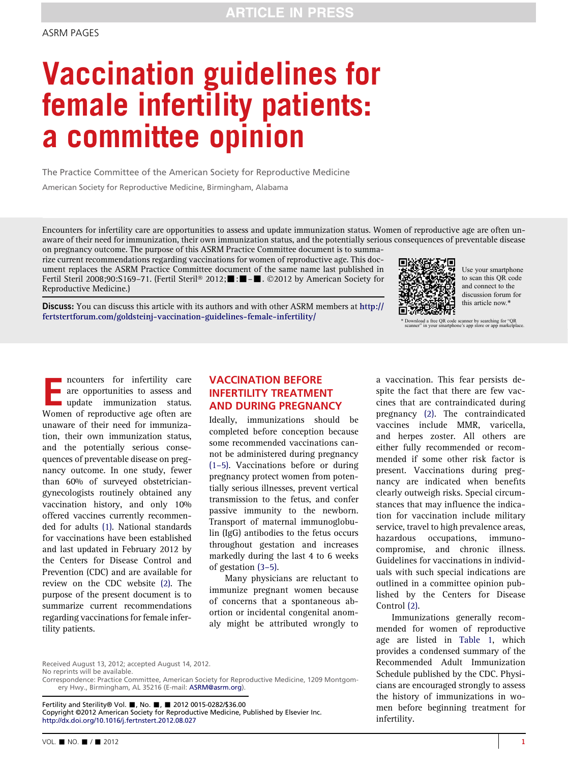ASRM PAGES

# Vaccination guidelines for female infertility patients: a committee opinion

The Practice Committee of the American Society for Reproductive Medicine

American Society for Reproductive Medicine, Birmingham, Alabama

Encounters for infertility care are opportunities to assess and update immunization status. Women of reproductive age are often unaware of their need for immunization, their own immunization status, and the potentially serious consequences of preventable disease on pregnancy outcome. The purpose of this ASRM Practice Committee document is to summarize current recommendations regarding vaccinations for women of reproductive age. This document replaces the ASRM Practice Committee document of the same name last published in Fertil Steril 2008;90:S169–71. (Fertil Steril® 2012;■:■–■. ©2012 by American Society for Reproductive Medicine.)

**Discuss:** You can discuss this article with its authors and with other ASRM members at http://fertstertforum.com/goldsteinj-vaccination-guidelines-female-infertility/

Use your smartphone to scan this QR code and connect to the discussion forum for this article now.*

\* Download a free QR code scanner by searching for "QR scanner" in your smartphone's app store or app marketplace.

Encounters for infertility care are opportunities to assess and update immunization status. Women of reproductive age often are unaware of their need for immunization, their own immunization status, and the potentially serious consequences of preventable disease on pregnancy outcome. In one study, fewer than 60% of surveyed obstetrician-gynecologists routinely obtained any vaccination history, and only 10% offered vaccines currently recommended for adults (1). National standards for vaccinations have been established and last updated in February 2012 by the Centers for Disease Control and Prevention (CDC) and are available for review on the CDC website (2). The purpose of the present document is to summarize current recommendations regarding vaccinations for female infertility patients.

## VACCINATION BEFORE INFERTILITY TREATMENT AND DURING PREGNANCY

Ideally, immunizations should be completed before conception because some recommended vaccinations cannot be administered during pregnancy (1–5). Vaccinations before or during pregnancy protect women from potentially serious illnesses, prevent vertical transmission to the fetus, and confer passive immunity to the newborn. Transport of maternal immunoglobulin (IgG) antibodies to the fetus occurs throughout gestation and increases markedly during the last 4 to 6 weeks of gestation (3–5).

Many physicians are reluctant to immunize pregnant women because of concerns that a spontaneous abortion or incidental congenital anomaly might be attributed wrongly to a vaccination. This fear persists despite the fact that there are few vaccines that are contraindicated during pregnancy (2). The contraindicated vaccines include MMR, varicella, and herpes zoster. All others are either fully recommended or recommended if some other risk factor is present. Vaccinations during pregnancy are indicated when benefits clearly outweigh risks. Special circumstances that may influence the indication for vaccination include military service, travel to high prevalence areas, hazardous occupations, immunocompromise, and chronic illness. Guidelines for vaccinations in individuals with such special indications are outlined in a committee opinion published by the Centers for Disease Control (2).

Immunizations generally recommended for women of reproductive age are listed in Table 1, which provides a condensed summary of the Recommended Adult Immunization Schedule published by the CDC. Physicians are encouraged strongly to assess the history of immunizations in women before beginning treatment for infertility.

Received August 13, 2012; accepted August 14, 2012.
No reprints will be available.
Correspondence: Practice Committee, American Society for Reproductive Medicine, 1209 Montgomery Hwy., Birmingham, AL 35216 (E-mail: ASRM@asrm.org).

Fertility and Sterility® Vol. ■, No. ■, ■ 2012 0015-0282/$36.00
Copyright ©2012 American Society for Reproductive Medicine, Published by Elsevier Inc.
http://dx.doi.org/10.1016/j.fertnstert.2012.08.027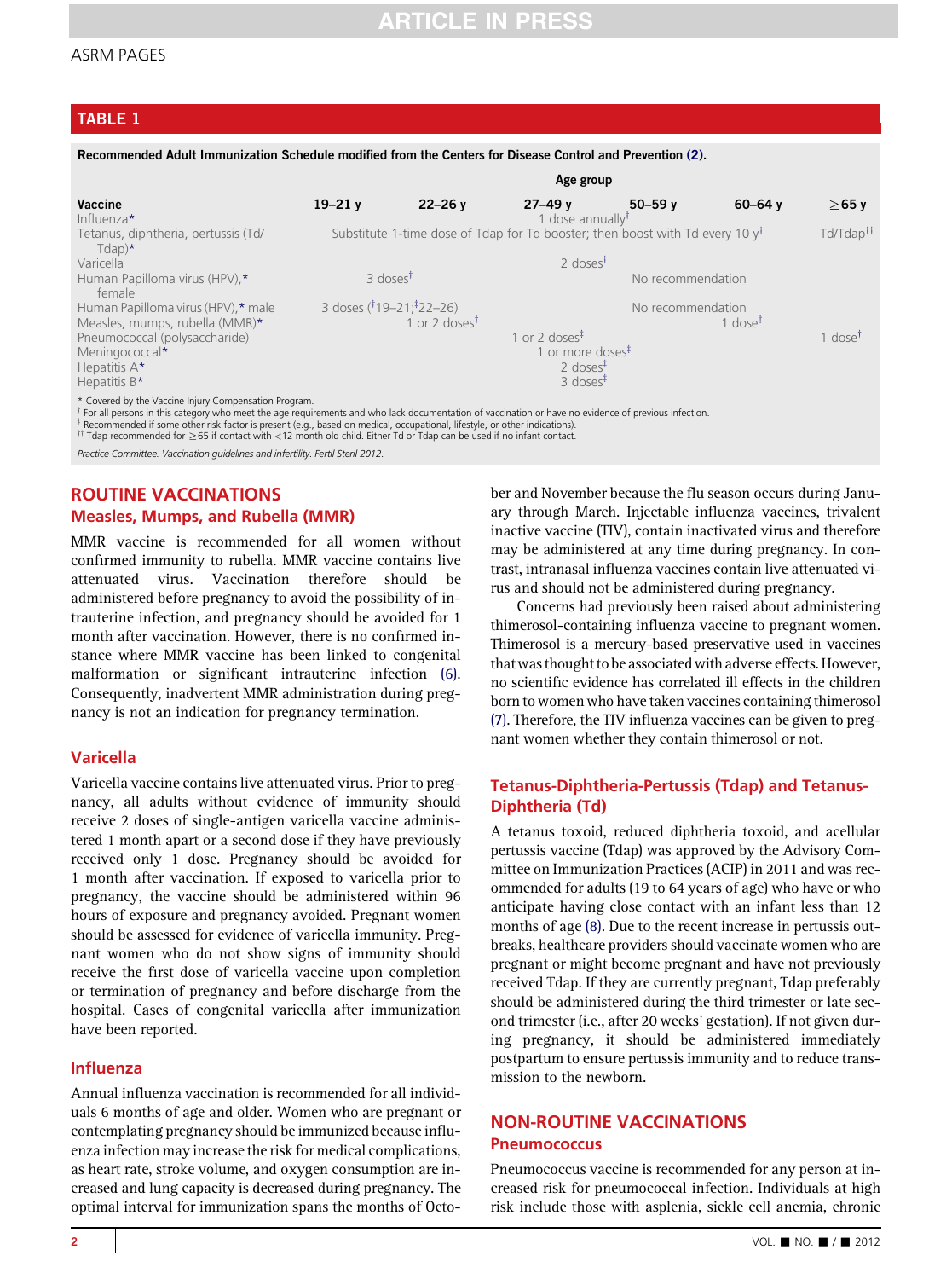## TABLE 1

Recommended Adult Immunization Schedule modified from the Centers for Disease Control and Prevention (2).

| Vaccine | 19–21 y | 22–26 y | 27–49 y | 50–59 y | 60–64 y | ≥65 y |
|---|---|---|---|---|---|---|
| | Age group | | | | | |
| Influenza* | 1 dose annually† | | | | | |
| Tetanus, diphtheria, pertussis (Td/Tdap)* | Substitute 1-time dose of Tdap for Td booster; then boost with Td every 10 y† | | | | | Td/Tdap†† |
| Varicella | 2 doses† | | | | | |
| Human Papilloma virus (HPV),* female | 3 doses† | | | No recommendation | | |
| Human Papilloma virus (HPV),* male | 3 doses (†19–21;‡22–26) | | | No recommendation | | |
| Measles, mumps, rubella (MMR)* | 1 or 2 doses† | | | 1 dose‡ | | |
| Pneumococcal (polysaccharide) | 1 or 2 doses‡ | | | | | 1 dose† |
| Meningococcal* | 1 or more doses‡ | | | | | |
| Hepatitis A* | 2 doses‡ | | | | | |
| Hepatitis B* | 3 doses‡ | | | | | |

\* Covered by the Vaccine Injury Compensation Program.
† For all persons in this category who meet the age requirements and who lack documentation of vaccination or have no evidence of previous infection.
‡ Recommended if some other risk factor is present (e.g., based on medical, occupational, lifestyle, or other indications).
†† Tdap recommended for ≥65 if contact with <12 month old child. Either Td or Tdap can be used if no infant contact.

*Practice Committee. Vaccination guidelines and infertility. Fertil Steril 2012.*

## ROUTINE VACCINATIONS

### Measles, Mumps, and Rubella (MMR)

MMR vaccine is recommended for all women without confirmed immunity to rubella. MMR vaccine contains live attenuated virus. Vaccination therefore should be administered before pregnancy to avoid the possibility of intrauterine infection, and pregnancy should be avoided for 1 month after vaccination. However, there is no confirmed instance where MMR vaccine has been linked to congenital malformation or significant intrauterine infection (6). Consequently, inadvertent MMR administration during pregnancy is not an indication for pregnancy termination.

### Varicella

Varicella vaccine contains live attenuated virus. Prior to pregnancy, all adults without evidence of immunity should receive 2 doses of single-antigen varicella vaccine administered 1 month apart or a second dose if they have previously received only 1 dose. Pregnancy should be avoided for 1 month after vaccination. If exposed to varicella prior to pregnancy, the vaccine should be administered within 96 hours of exposure and pregnancy avoided. Pregnant women should be assessed for evidence of varicella immunity. Pregnant women who do not show signs of immunity should receive the first dose of varicella vaccine upon completion or termination of pregnancy and before discharge from the hospital. Cases of congenital varicella after immunization have been reported.

### Influenza

Annual influenza vaccination is recommended for all individuals 6 months of age and older. Women who are pregnant or contemplating pregnancy should be immunized because influenza infection may increase the risk for medical complications, as heart rate, stroke volume, and oxygen consumption are increased and lung capacity is decreased during pregnancy. The optimal interval for immunization spans the months of October and November because the flu season occurs during January through March. Injectable influenza vaccines, trivalent inactive vaccine (TIV), contain inactivated virus and therefore may be administered at any time during pregnancy. In contrast, intranasal influenza vaccines contain live attenuated virus and should not be administered during pregnancy.

Concerns had previously been raised about administering thimerosol-containing influenza vaccine to pregnant women. Thimerosol is a mercury-based preservative used in vaccines that was thought to be associated with adverse effects. However, no scientific evidence has correlated ill effects in the children born to women who have taken vaccines containing thimerosol (7). Therefore, the TIV influenza vaccines can be given to pregnant women whether they contain thimerosol or not.

### Tetanus-Diphtheria-Pertussis (Tdap) and Tetanus-Diphtheria (Td)

A tetanus toxoid, reduced diphtheria toxoid, and acellular pertussis vaccine (Tdap) was approved by the Advisory Committee on Immunization Practices (ACIP) in 2011 and was recommended for adults (19 to 64 years of age) who have or who anticipate having close contact with an infant less than 12 months of age (8). Due to the recent increase in pertussis outbreaks, healthcare providers should vaccinate women who are pregnant or might become pregnant and have not previously received Tdap. If they are currently pregnant, Tdap preferably should be administered during the third trimester or late second trimester (i.e., after 20 weeks' gestation). If not given during pregnancy, it should be administered immediately postpartum to ensure pertussis immunity and to reduce transmission to the newborn.

## NON-ROUTINE VACCINATIONS

### Pneumococcus

Pneumococcus vaccine is recommended for any person at increased risk for pneumococcal infection. Individuals at high risk include those with asplenia, sickle cell anemia, chronic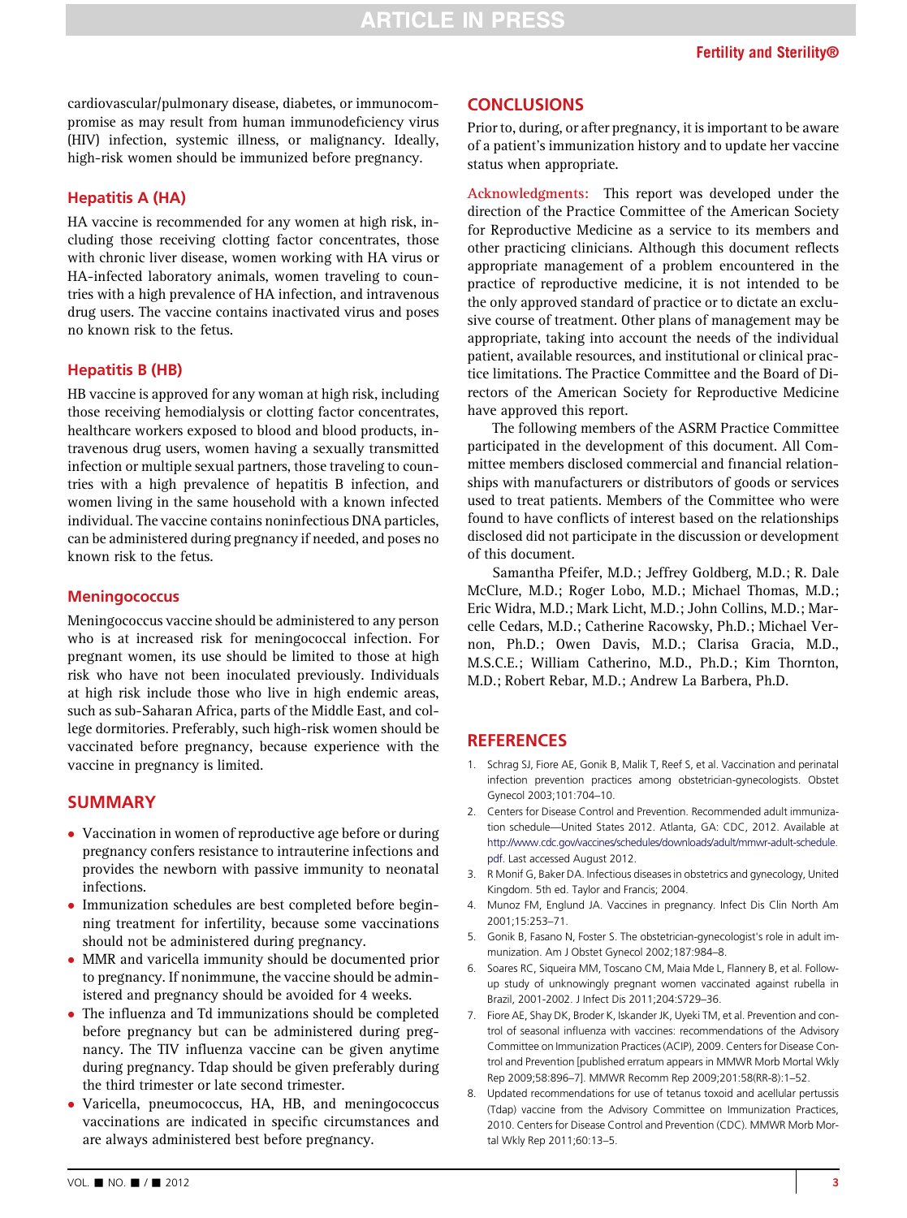cardiovascular/pulmonary disease, diabetes, or immunocompromise as may result from human immunodeficiency virus (HIV) infection, systemic illness, or malignancy. Ideally, high-risk women should be immunized before pregnancy.

### Hepatitis A (HA)

HA vaccine is recommended for any women at high risk, including those receiving clotting factor concentrates, those with chronic liver disease, women working with HA virus or HA-infected laboratory animals, women traveling to countries with a high prevalence of HA infection, and intravenous drug users. The vaccine contains inactivated virus and poses no known risk to the fetus.

### Hepatitis B (HB)

HB vaccine is approved for any woman at high risk, including those receiving hemodialysis or clotting factor concentrates, healthcare workers exposed to blood and blood products, intravenous drug users, women having a sexually transmitted infection or multiple sexual partners, those traveling to countries with a high prevalence of hepatitis B infection, and women living in the same household with a known infected individual. The vaccine contains noninfectious DNA particles, can be administered during pregnancy if needed, and poses no known risk to the fetus.

### Meningococcus

Meningococcus vaccine should be administered to any person who is at increased risk for meningococcal infection. For pregnant women, its use should be limited to those at high risk who have not been inoculated previously. Individuals at high risk include those who live in high endemic areas, such as sub-Saharan Africa, parts of the Middle East, and college dormitories. Preferably, such high-risk women should be vaccinated before pregnancy, because experience with the vaccine in pregnancy is limited.

## SUMMARY

- Vaccination in women of reproductive age before or during pregnancy confers resistance to intrauterine infections and provides the newborn with passive immunity to neonatal infections.
- Immunization schedules are best completed before beginning treatment for infertility, because some vaccinations should not be administered during pregnancy.
- MMR and varicella immunity should be documented prior to pregnancy. If nonimmune, the vaccine should be administered and pregnancy should be avoided for 4 weeks.
- The influenza and Td immunizations should be completed before pregnancy but can be administered during pregnancy. The TIV influenza vaccine can be given anytime during pregnancy. Tdap should be given preferably during the third trimester or late second trimester.
- Varicella, pneumococcus, HA, HB, and meningococcus vaccinations are indicated in specific circumstances and are always administered best before pregnancy.

## CONCLUSIONS

Prior to, during, or after pregnancy, it is important to be aware of a patient's immunization history and to update her vaccine status when appropriate.

**Acknowledgments:** This report was developed under the direction of the Practice Committee of the American Society for Reproductive Medicine as a service to its members and other practicing clinicians. Although this document reflects appropriate management of a problem encountered in the practice of reproductive medicine, it is not intended to be the only approved standard of practice or to dictate an exclusive course of treatment. Other plans of management may be appropriate, taking into account the needs of the individual patient, available resources, and institutional or clinical practice limitations. The Practice Committee and the Board of Directors of the American Society for Reproductive Medicine have approved this report.

The following members of the ASRM Practice Committee participated in the development of this document. All Committee members disclosed commercial and financial relationships with manufacturers or distributors of goods or services used to treat patients. Members of the Committee who were found to have conflicts of interest based on the relationships disclosed did not participate in the discussion or development of this document.

Samantha Pfeifer, M.D.; Jeffrey Goldberg, M.D.; R. Dale McClure, M.D.; Roger Lobo, M.D.; Michael Thomas, M.D.; Eric Widra, M.D.; Mark Licht, M.D.; John Collins, M.D.; Marcelle Cedars, M.D.; Catherine Racowsky, Ph.D.; Michael Vernon, Ph.D.; Owen Davis, M.D.; Clarisa Gracia, M.D., M.S.C.E.; William Catherino, M.D., Ph.D.; Kim Thornton, M.D.; Robert Rebar, M.D.; Andrew La Barbera, Ph.D.

## REFERENCES

1. Schrag SJ, Fiore AE, Gonik B, Malik T, Reef S, et al. Vaccination and perinatal infection prevention practices among obstetrician-gynecologists. Obstet Gynecol 2003;101:704–10.
2. Centers for Disease Control and Prevention. Recommended adult immunization schedule—United States 2012. Atlanta, GA: CDC, 2012. Available at http://www.cdc.gov/vaccines/schedules/downloads/adult/mmwr-adult-schedule.pdf. Last accessed August 2012.
3. R Monif G, Baker DA. Infectious diseases in obstetrics and gynecology, United Kingdom. 5th ed. Taylor and Francis; 2004.
4. Munoz FM, Englund JA. Vaccines in pregnancy. Infect Dis Clin North Am 2001;15:253–71.
5. Gonik B, Fasano N, Foster S. The obstetrician-gynecologist's role in adult immunization. Am J Obstet Gynecol 2002;187:984–8.
6. Soares RC, Siqueira MM, Toscano CM, Maia Mde L, Flannery B, et al. Follow-up study of unknowingly pregnant women vaccinated against rubella in Brazil, 2001-2002. J Infect Dis 2011;204:S729–36.
7. Fiore AE, Shay DK, Broder K, Iskander JK, Uyeki TM, et al. Prevention and control of seasonal influenza with vaccines: recommendations of the Advisory Committee on Immunization Practices (ACIP), 2009. Centers for Disease Control and Prevention [published erratum appears in MMWR Morb Mortal Wkly Rep 2009;58:896–7]. MMWR Recomm Rep 2009;201:58(RR-8):1–52.
8. Updated recommendations for use of tetanus toxoid and acellular pertussis (Tdap) vaccine from the Advisory Committee on Immunization Practices, 2010. Centers for Disease Control and Prevention (CDC). MMWR Morb Mortal Wkly Rep 2011;60:13–5.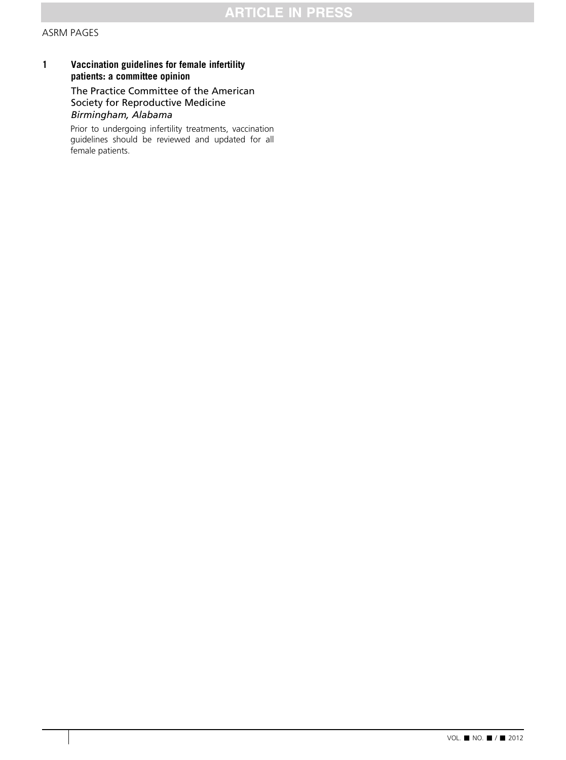1 **Vaccination guidelines for female infertility patients: a committee opinion**

The Practice Committee of the American Society for Reproductive Medicine
*Birmingham, Alabama*

Prior to undergoing infertility treatments, vaccination guidelines should be reviewed and updated for all female patients.